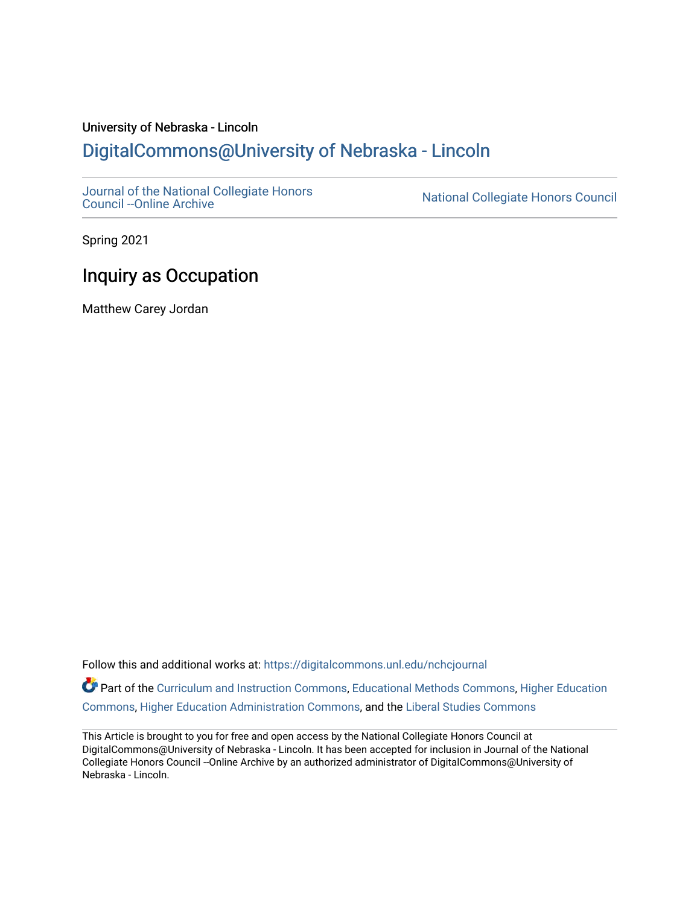University of Nebraska - Lincoln

## DigitalCommons@University of Nebraska - Lincoln

Journal of the National Collegiate Honors Council --Online Archive

National Collegiate Honors Council

Spring 2021

# Inquiry as Occupation

Matthew Carey Jordan

Follow this and additional works at: https://digitalcommons.unl.edu/nchcjournal

Part of the Curriculum and Instruction Commons, Educational Methods Commons, Higher Education Commons, Higher Education Administration Commons, and the Liberal Studies Commons

This Article is brought to you for free and open access by the National Collegiate Honors Council at DigitalCommons@University of Nebraska - Lincoln. It has been accepted for inclusion in Journal of the National Collegiate Honors Council --Online Archive by an authorized administrator of DigitalCommons@University of Nebraska - Lincoln.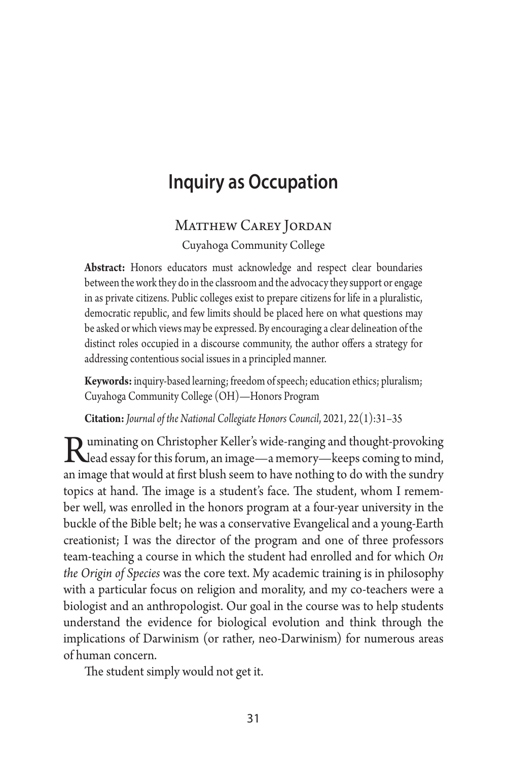# Inquiry as Occupation

Matthew Carey Jordan

Cuyahoga Community College

**Abstract:** Honors educators must acknowledge and respect clear boundaries between the work they do in the classroom and the advocacy they support or engage in as private citizens. Public colleges exist to prepare citizens for life in a pluralistic, democratic republic, and few limits should be placed here on what questions may be asked or which views may be expressed. By encouraging a clear delineation of the distinct roles occupied in a discourse community, the author offers a strategy for addressing contentious social issues in a principled manner.

**Keywords:** inquiry-based learning; freedom of speech; education ethics; pluralism; Cuyahoga Community College (OH)—Honors Program

**Citation:** *Journal of the National Collegiate Honors Council*, 2021, 22(1):31–35

Ruminating on Christopher Keller's wide-ranging and thought-provoking lead essay for this forum, an image—a memory—keeps coming to mind, an image that would at first blush seem to have nothing to do with the sundry topics at hand. The image is a student's face. The student, whom I remember well, was enrolled in the honors program at a four-year university in the buckle of the Bible belt; he was a conservative Evangelical and a young-Earth creationist; I was the director of the program and one of three professors team-teaching a course in which the student had enrolled and for which *On the Origin of Species* was the core text. My academic training is in philosophy with a particular focus on religion and morality, and my co-teachers were a biologist and an anthropologist. Our goal in the course was to help students understand the evidence for biological evolution and think through the implications of Darwinism (or rather, neo-Darwinism) for numerous areas of human concern.

The student simply would not get it.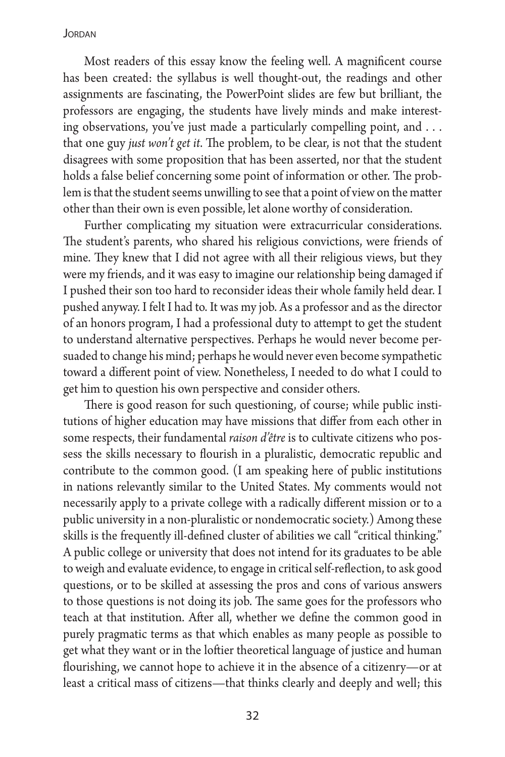Most readers of this essay know the feeling well. A magnificent course has been created: the syllabus is well thought-out, the readings and other assignments are fascinating, the PowerPoint slides are few but brilliant, the professors are engaging, the students have lively minds and make interesting observations, you've just made a particularly compelling point, and . . . that one guy *just won't get it*. The problem, to be clear, is not that the student disagrees with some proposition that has been asserted, nor that the student holds a false belief concerning some point of information or other. The problem is that the student seems unwilling to see that a point of view on the matter other than their own is even possible, let alone worthy of consideration.

Further complicating my situation were extracurricular considerations. The student's parents, who shared his religious convictions, were friends of mine. They knew that I did not agree with all their religious views, but they were my friends, and it was easy to imagine our relationship being damaged if I pushed their son too hard to reconsider ideas their whole family held dear. I pushed anyway. I felt I had to. It was my job. As a professor and as the director of an honors program, I had a professional duty to attempt to get the student to understand alternative perspectives. Perhaps he would never become persuaded to change his mind; perhaps he would never even become sympathetic toward a different point of view. Nonetheless, I needed to do what I could to get him to question his own perspective and consider others.

There is good reason for such questioning, of course; while public institutions of higher education may have missions that differ from each other in some respects, their fundamental *raison d'être* is to cultivate citizens who possess the skills necessary to flourish in a pluralistic, democratic republic and contribute to the common good. (I am speaking here of public institutions in nations relevantly similar to the United States. My comments would not necessarily apply to a private college with a radically different mission or to a public university in a non-pluralistic or nondemocratic society.) Among these skills is the frequently ill-defined cluster of abilities we call "critical thinking." A public college or university that does not intend for its graduates to be able to weigh and evaluate evidence, to engage in critical self-reflection, to ask good questions, or to be skilled at assessing the pros and cons of various answers to those questions is not doing its job. The same goes for the professors who teach at that institution. After all, whether we define the common good in purely pragmatic terms as that which enables as many people as possible to get what they want or in the loftier theoretical language of justice and human flourishing, we cannot hope to achieve it in the absence of a citizenry—or at least a critical mass of citizens—that thinks clearly and deeply and well; this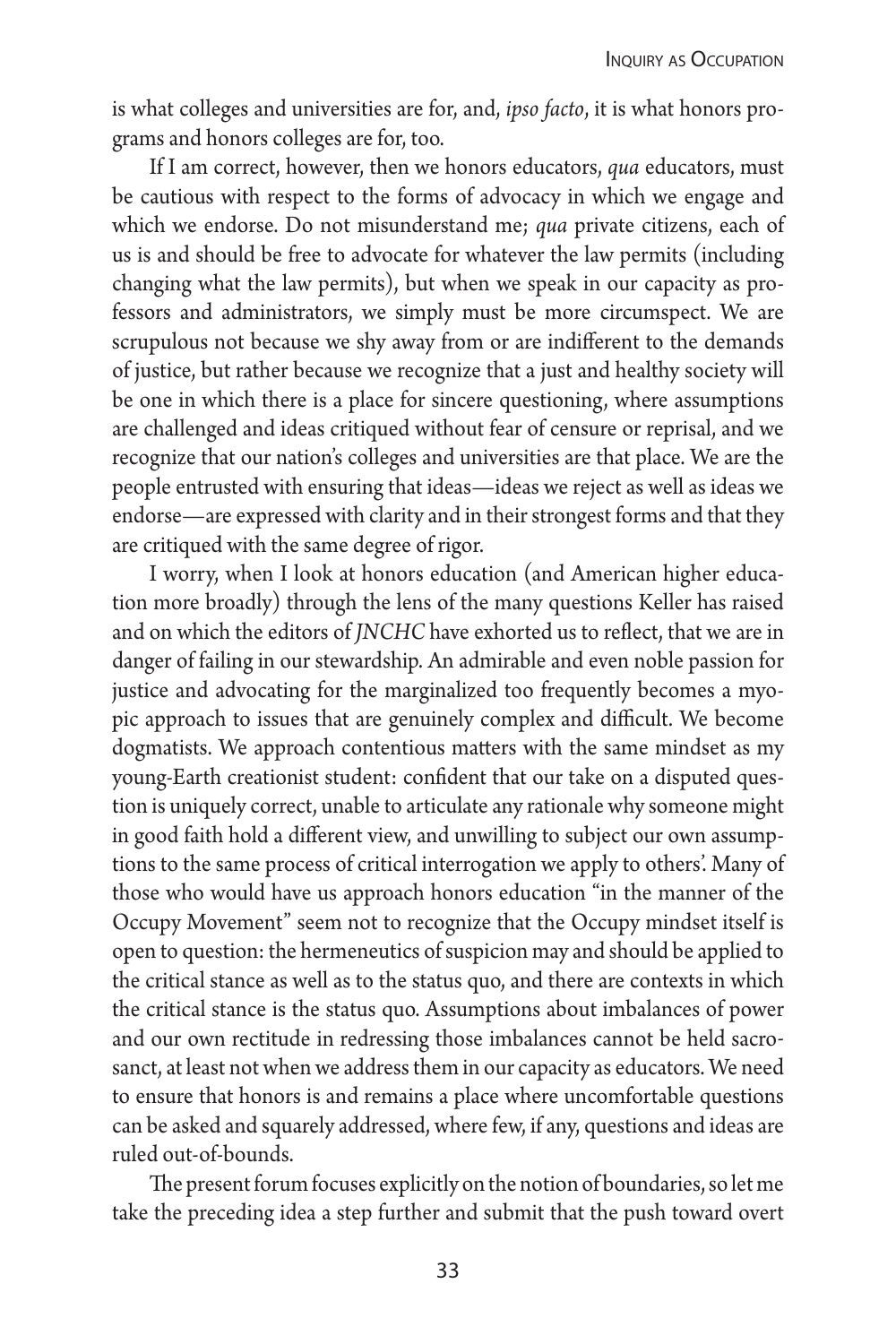is what colleges and universities are for, and, *ipso facto*, it is what honors programs and honors colleges are for, too.

If I am correct, however, then we honors educators, *qua* educators, must be cautious with respect to the forms of advocacy in which we engage and which we endorse. Do not misunderstand me; *qua* private citizens, each of us is and should be free to advocate for whatever the law permits (including changing what the law permits), but when we speak in our capacity as professors and administrators, we simply must be more circumspect. We are scrupulous not because we shy away from or are indifferent to the demands of justice, but rather because we recognize that a just and healthy society will be one in which there is a place for sincere questioning, where assumptions are challenged and ideas critiqued without fear of censure or reprisal, and we recognize that our nation's colleges and universities are that place. We are the people entrusted with ensuring that ideas—ideas we reject as well as ideas we endorse—are expressed with clarity and in their strongest forms and that they are critiqued with the same degree of rigor.

I worry, when I look at honors education (and American higher education more broadly) through the lens of the many questions Keller has raised and on which the editors of *JNCHC* have exhorted us to reflect, that we are in danger of failing in our stewardship. An admirable and even noble passion for justice and advocating for the marginalized too frequently becomes a myopic approach to issues that are genuinely complex and difficult. We become dogmatists. We approach contentious matters with the same mindset as my young-Earth creationist student: confident that our take on a disputed question is uniquely correct, unable to articulate any rationale why someone might in good faith hold a different view, and unwilling to subject our own assumptions to the same process of critical interrogation we apply to others'. Many of those who would have us approach honors education "in the manner of the Occupy Movement" seem not to recognize that the Occupy mindset itself is open to question: the hermeneutics of suspicion may and should be applied to the critical stance as well as to the status quo, and there are contexts in which the critical stance is the status quo. Assumptions about imbalances of power and our own rectitude in redressing those imbalances cannot be held sacrosanct, at least not when we address them in our capacity as educators. We need to ensure that honors is and remains a place where uncomfortable questions can be asked and squarely addressed, where few, if any, questions and ideas are ruled out-of-bounds.

The present forum focuses explicitly on the notion of boundaries, so let me take the preceding idea a step further and submit that the push toward overt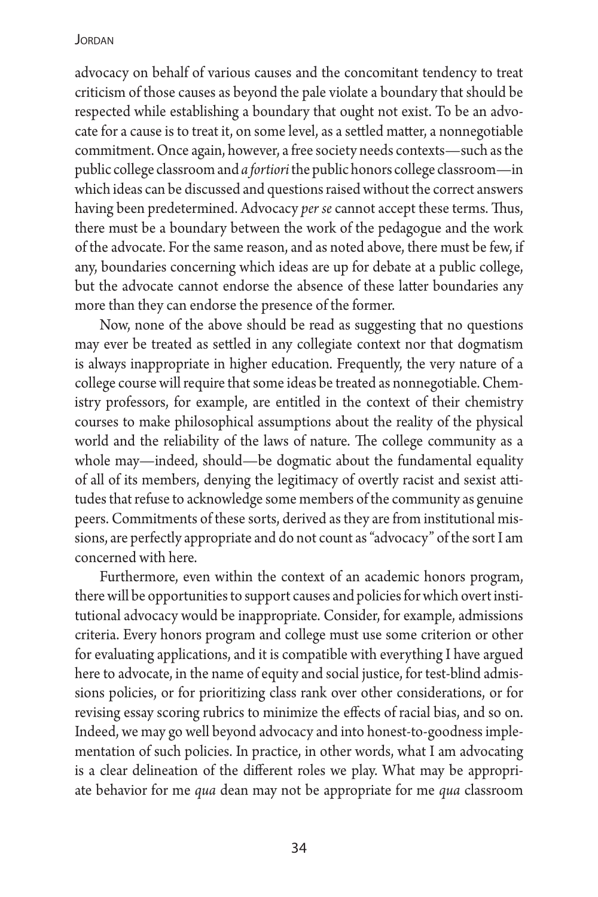advocacy on behalf of various causes and the concomitant tendency to treat criticism of those causes as beyond the pale violate a boundary that should be respected while establishing a boundary that ought not exist. To be an advocate for a cause is to treat it, on some level, as a settled matter, a nonnegotiable commitment. Once again, however, a free society needs contexts—such as the public college classroom and *a fortiori* the public honors college classroom—in which ideas can be discussed and questions raised without the correct answers having been predetermined. Advocacy *per se* cannot accept these terms. Thus, there must be a boundary between the work of the pedagogue and the work of the advocate. For the same reason, and as noted above, there must be few, if any, boundaries concerning which ideas are up for debate at a public college, but the advocate cannot endorse the absence of these latter boundaries any more than they can endorse the presence of the former.

Now, none of the above should be read as suggesting that no questions may ever be treated as settled in any collegiate context nor that dogmatism is always inappropriate in higher education. Frequently, the very nature of a college course will require that some ideas be treated as nonnegotiable. Chemistry professors, for example, are entitled in the context of their chemistry courses to make philosophical assumptions about the reality of the physical world and the reliability of the laws of nature. The college community as a whole may—indeed, should—be dogmatic about the fundamental equality of all of its members, denying the legitimacy of overtly racist and sexist attitudes that refuse to acknowledge some members of the community as genuine peers. Commitments of these sorts, derived as they are from institutional missions, are perfectly appropriate and do not count as "advocacy" of the sort I am concerned with here.

Furthermore, even within the context of an academic honors program, there will be opportunities to support causes and policies for which overt institutional advocacy would be inappropriate. Consider, for example, admissions criteria. Every honors program and college must use some criterion or other for evaluating applications, and it is compatible with everything I have argued here to advocate, in the name of equity and social justice, for test-blind admissions policies, or for prioritizing class rank over other considerations, or for revising essay scoring rubrics to minimize the effects of racial bias, and so on. Indeed, we may go well beyond advocacy and into honest-to-goodness implementation of such policies. In practice, in other words, what I am advocating is a clear delineation of the different roles we play. What may be appropriate behavior for me *qua* dean may not be appropriate for me *qua* classroom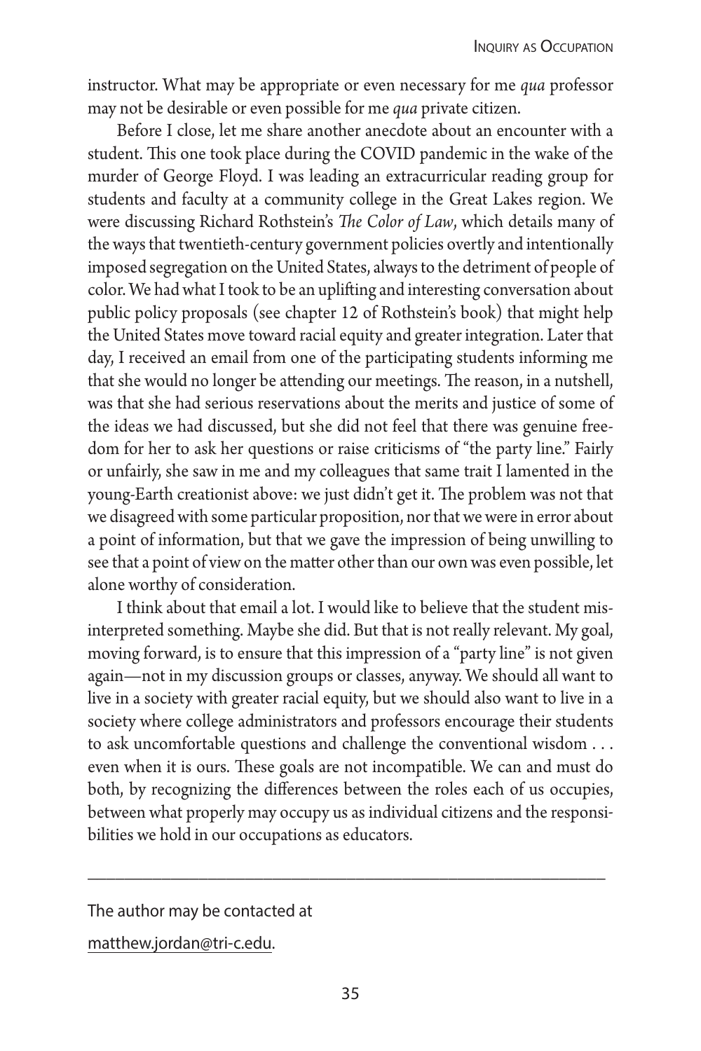instructor. What may be appropriate or even necessary for me *qua* professor may not be desirable or even possible for me *qua* private citizen.

Before I close, let me share another anecdote about an encounter with a student. This one took place during the COVID pandemic in the wake of the murder of George Floyd. I was leading an extracurricular reading group for students and faculty at a community college in the Great Lakes region. We were discussing Richard Rothstein's *The Color of Law*, which details many of the ways that twentieth-century government policies overtly and intentionally imposed segregation on the United States, always to the detriment of people of color. We had what I took to be an uplifting and interesting conversation about public policy proposals (see chapter 12 of Rothstein's book) that might help the United States move toward racial equity and greater integration. Later that day, I received an email from one of the participating students informing me that she would no longer be attending our meetings. The reason, in a nutshell, was that she had serious reservations about the merits and justice of some of the ideas we had discussed, but she did not feel that there was genuine freedom for her to ask her questions or raise criticisms of "the party line." Fairly or unfairly, she saw in me and my colleagues that same trait I lamented in the young-Earth creationist above: we just didn't get it. The problem was not that we disagreed with some particular proposition, nor that we were in error about a point of information, but that we gave the impression of being unwilling to see that a point of view on the matter other than our own was even possible, let alone worthy of consideration.

I think about that email a lot. I would like to believe that the student misinterpreted something. Maybe she did. But that is not really relevant. My goal, moving forward, is to ensure that this impression of a "party line" is not given again—not in my discussion groups or classes, anyway. We should all want to live in a society with greater racial equity, but we should also want to live in a society where college administrators and professors encourage their students to ask uncomfortable questions and challenge the conventional wisdom . . . even when it is ours. These goals are not incompatible. We can and must do both, by recognizing the differences between the roles each of us occupies, between what properly may occupy us as individual citizens and the responsibilities we hold in our occupations as educators.

---

The author may be contacted at
matthew.jordan@tri-c.edu.